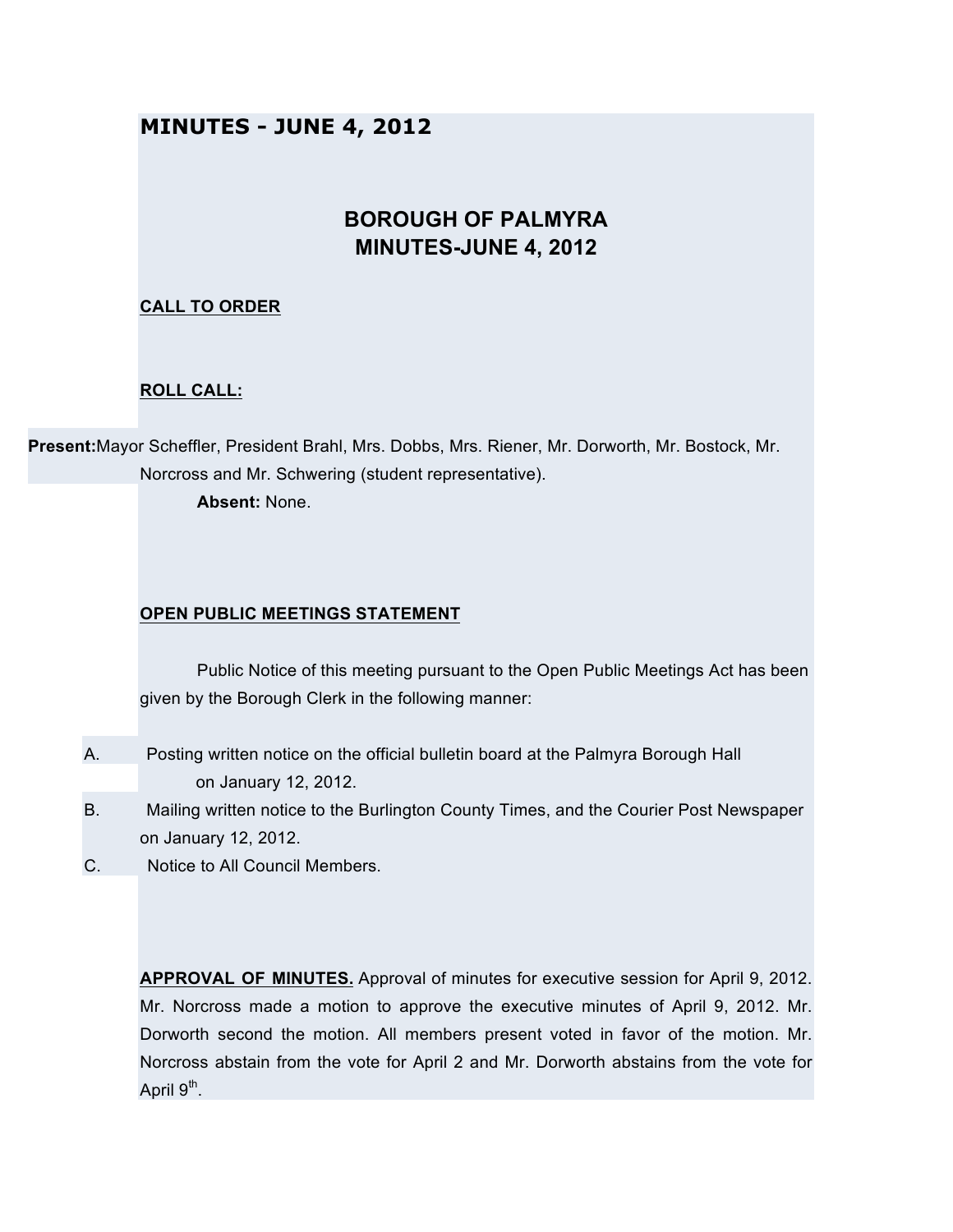# MINUTES - JUNE 4, 2012

## BOROUGH OF PALMYRA
## MINUTES-JUNE 4, 2012

**CALL TO ORDER**

**ROLL CALL:**

**Present:** Mayor Scheffler, President Brahl, Mrs. Dobbs, Mrs. Riener, Mr. Dorworth, Mr. Bostock, Mr. Norcross and Mr. Schwering (student representative).

**Absent:** None.

**OPEN PUBLIC MEETINGS STATEMENT**

Public Notice of this meeting pursuant to the Open Public Meetings Act has been given by the Borough Clerk in the following manner:

A. Posting written notice on the official bulletin board at the Palmyra Borough Hall on January 12, 2012.

B. Mailing written notice to the Burlington County Times, and the Courier Post Newspaper on January 12, 2012.

C. Notice to All Council Members.

**APPROVAL OF MINUTES.** Approval of minutes for executive session for April 9, 2012. Mr. Norcross made a motion to approve the executive minutes of April 9, 2012. Mr. Dorworth second the motion. All members present voted in favor of the motion. Mr. Norcross abstain from the vote for April 2 and Mr. Dorworth abstains from the vote for April 9th.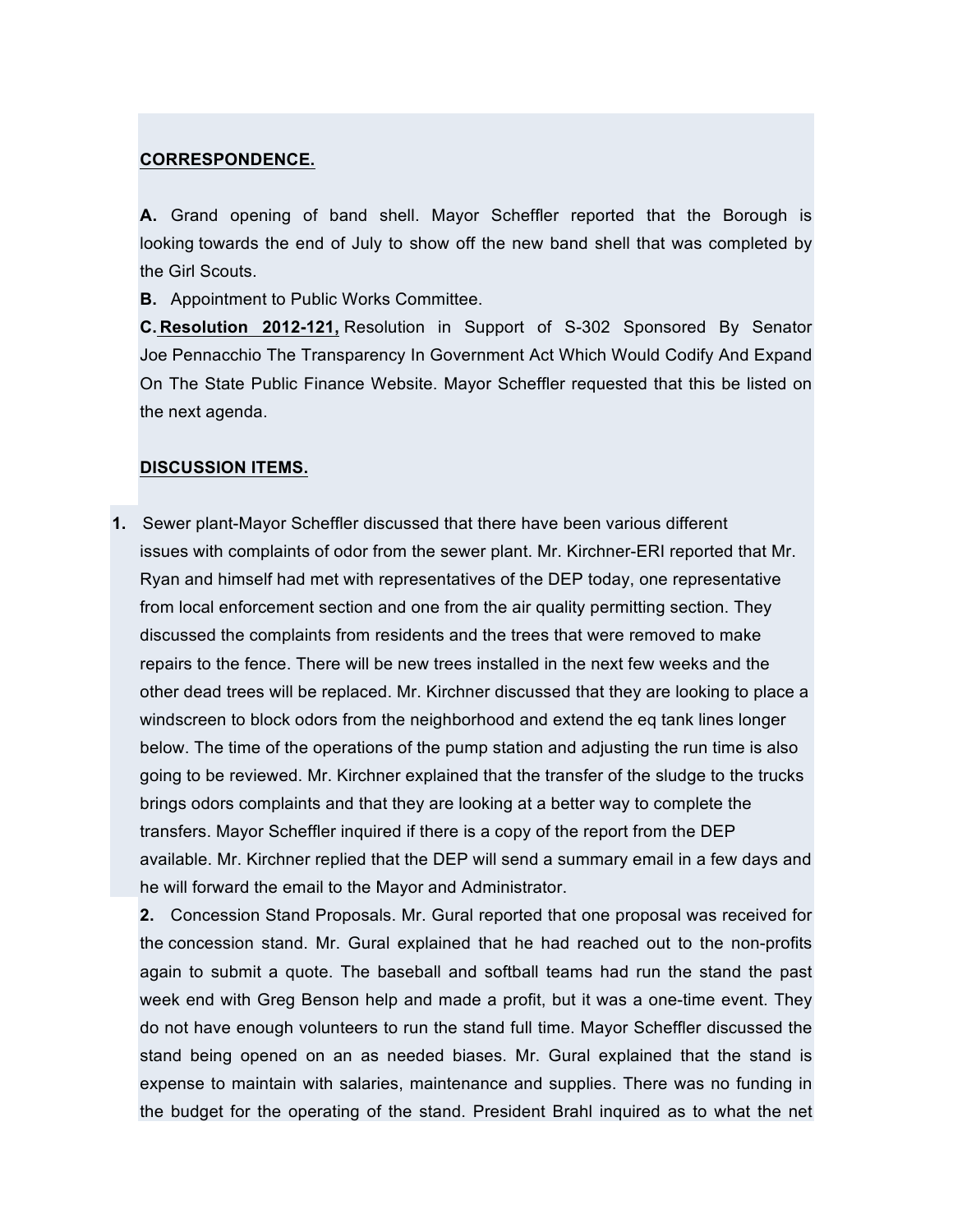**CORRESPONDENCE.**

**A.** Grand opening of band shell. Mayor Scheffler reported that the Borough is looking towards the end of July to show off the new band shell that was completed by the Girl Scouts.

**B.** Appointment to Public Works Committee.

**C.** **Resolution 2012-121,** Resolution in Support of S-302 Sponsored By Senator Joe Pennacchio The Transparency In Government Act Which Would Codify And Expand On The State Public Finance Website. Mayor Scheffler requested that this be listed on the next agenda.

**DISCUSSION ITEMS.**

**1.** Sewer plant-Mayor Scheffler discussed that there have been various different issues with complaints of odor from the sewer plant. Mr. Kirchner-ERI reported that Mr. Ryan and himself had met with representatives of the DEP today, one representative from local enforcement section and one from the air quality permitting section. They discussed the complaints from residents and the trees that were removed to make repairs to the fence. There will be new trees installed in the next few weeks and the other dead trees will be replaced. Mr. Kirchner discussed that they are looking to place a windscreen to block odors from the neighborhood and extend the eq tank lines longer below. The time of the operations of the pump station and adjusting the run time is also going to be reviewed. Mr. Kirchner explained that the transfer of the sludge to the trucks brings odors complaints and that they are looking at a better way to complete the transfers. Mayor Scheffler inquired if there is a copy of the report from the DEP available. Mr. Kirchner replied that the DEP will send a summary email in a few days and he will forward the email to the Mayor and Administrator.

**2.** Concession Stand Proposals. Mr. Gural reported that one proposal was received for the concession stand. Mr. Gural explained that he had reached out to the non-profits again to submit a quote. The baseball and softball teams had run the stand the past week end with Greg Benson help and made a profit, but it was a one-time event. They do not have enough volunteers to run the stand full time. Mayor Scheffler discussed the stand being opened on an as needed biases. Mr. Gural explained that the stand is expense to maintain with salaries, maintenance and supplies. There was no funding in the budget for the operating of the stand. President Brahl inquired as to what the net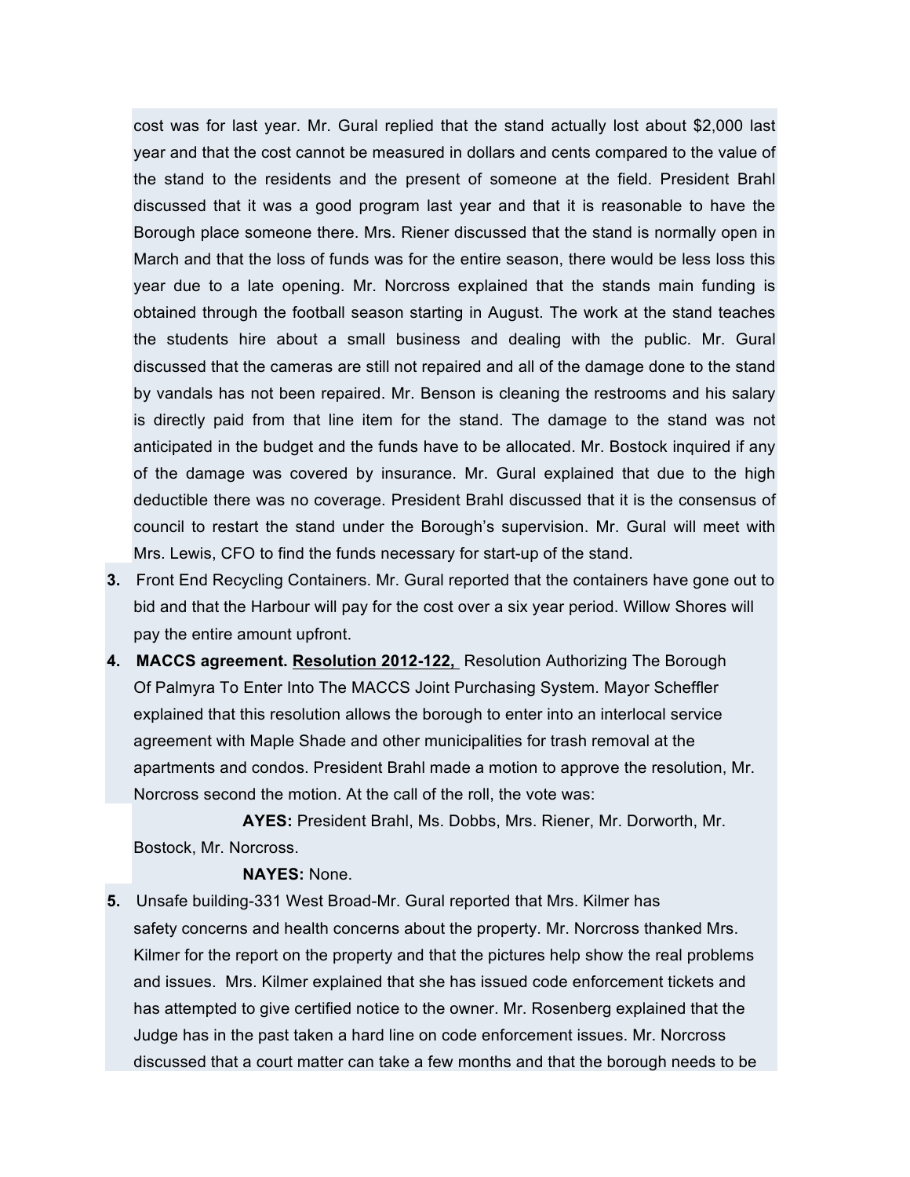cost was for last year. Mr. Gural replied that the stand actually lost about $2,000 last year and that the cost cannot be measured in dollars and cents compared to the value of the stand to the residents and the present of someone at the field. President Brahl discussed that it was a good program last year and that it is reasonable to have the Borough place someone there. Mrs. Riener discussed that the stand is normally open in March and that the loss of funds was for the entire season, there would be less loss this year due to a late opening. Mr. Norcross explained that the stands main funding is obtained through the football season starting in August. The work at the stand teaches the students hire about a small business and dealing with the public. Mr. Gural discussed that the cameras are still not repaired and all of the damage done to the stand by vandals has not been repaired. Mr. Benson is cleaning the restrooms and his salary is directly paid from that line item for the stand. The damage to the stand was not anticipated in the budget and the funds have to be allocated. Mr. Bostock inquired if any of the damage was covered by insurance. Mr. Gural explained that due to the high deductible there was no coverage. President Brahl discussed that it is the consensus of council to restart the stand under the Borough's supervision. Mr. Gural will meet with Mrs. Lewis, CFO to find the funds necessary for start-up of the stand.

3. Front End Recycling Containers. Mr. Gural reported that the containers have gone out to bid and that the Harbour will pay for the cost over a six year period. Willow Shores will pay the entire amount upfront.

4. **MACCS agreement.** **<u>Resolution 2012-122,</u>** Resolution Authorizing The Borough Of Palmyra To Enter Into The MACCS Joint Purchasing System. Mayor Scheffler explained that this resolution allows the borough to enter into an interlocal service agreement with Maple Shade and other municipalities for trash removal at the apartments and condos. President Brahl made a motion to approve the resolution, Mr. Norcross second the motion. At the call of the roll, the vote was:

   **AYES:** President Brahl, Ms. Dobbs, Mrs. Riener, Mr. Dorworth, Mr. Bostock, Mr. Norcross.

   **NAYES:** None.

5. Unsafe building-331 West Broad-Mr. Gural reported that Mrs. Kilmer has safety concerns and health concerns about the property. Mr. Norcross thanked Mrs. Kilmer for the report on the property and that the pictures help show the real problems and issues. Mrs. Kilmer explained that she has issued code enforcement tickets and has attempted to give certified notice to the owner. Mr. Rosenberg explained that the Judge has in the past taken a hard line on code enforcement issues. Mr. Norcross discussed that a court matter can take a few months and that the borough needs to be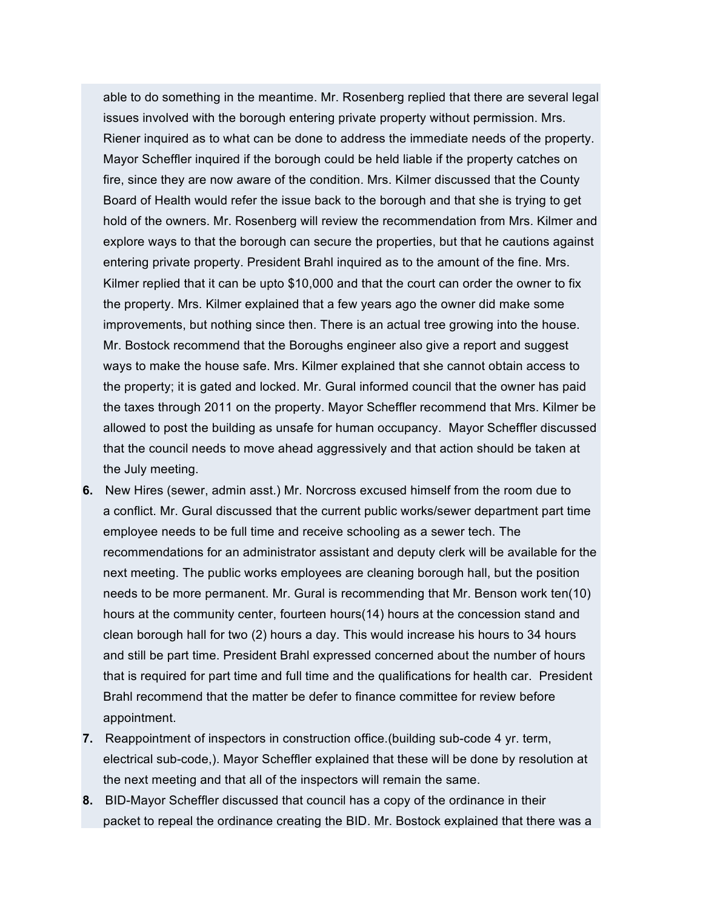able to do something in the meantime. Mr. Rosenberg replied that there are several legal issues involved with the borough entering private property without permission. Mrs. Riener inquired as to what can be done to address the immediate needs of the property. Mayor Scheffler inquired if the borough could be held liable if the property catches on fire, since they are now aware of the condition. Mrs. Kilmer discussed that the County Board of Health would refer the issue back to the borough and that she is trying to get hold of the owners. Mr. Rosenberg will review the recommendation from Mrs. Kilmer and explore ways to that the borough can secure the properties, but that he cautions against entering private property. President Brahl inquired as to the amount of the fine. Mrs. Kilmer replied that it can be upto $10,000 and that the court can order the owner to fix the property. Mrs. Kilmer explained that a few years ago the owner did make some improvements, but nothing since then. There is an actual tree growing into the house. Mr. Bostock recommend that the Boroughs engineer also give a report and suggest ways to make the house safe. Mrs. Kilmer explained that she cannot obtain access to the property; it is gated and locked. Mr. Gural informed council that the owner has paid the taxes through 2011 on the property. Mayor Scheffler recommend that Mrs. Kilmer be allowed to post the building as unsafe for human occupancy. Mayor Scheffler discussed that the council needs to move ahead aggressively and that action should be taken at the July meeting.

6. New Hires (sewer, admin asst.) Mr. Norcross excused himself from the room due to a conflict. Mr. Gural discussed that the current public works/sewer department part time employee needs to be full time and receive schooling as a sewer tech. The recommendations for an administrator assistant and deputy clerk will be available for the next meeting. The public works employees are cleaning borough hall, but the position needs to be more permanent. Mr. Gural is recommending that Mr. Benson work ten(10) hours at the community center, fourteen hours(14) hours at the concession stand and clean borough hall for two (2) hours a day. This would increase his hours to 34 hours and still be part time. President Brahl expressed concerned about the number of hours that is required for part time and full time and the qualifications for health car. President Brahl recommend that the matter be defer to finance committee for review before appointment.

7. Reappointment of inspectors in construction office.(building sub-code 4 yr. term, electrical sub-code,). Mayor Scheffler explained that these will be done by resolution at the next meeting and that all of the inspectors will remain the same.

8. BID-Mayor Scheffler discussed that council has a copy of the ordinance in their packet to repeal the ordinance creating the BID. Mr. Bostock explained that there was a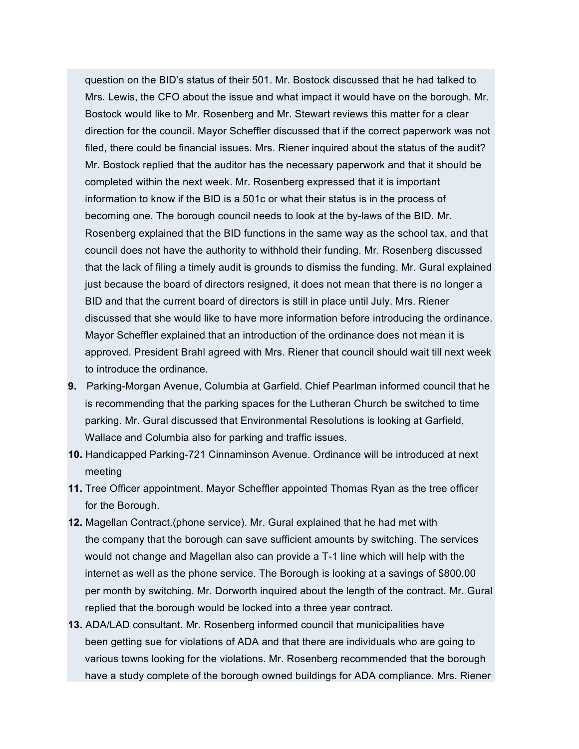question on the BID's status of their 501. Mr. Bostock discussed that he had talked to Mrs. Lewis, the CFO about the issue and what impact it would have on the borough. Mr. Bostock would like to Mr. Rosenberg and Mr. Stewart reviews this matter for a clear direction for the council. Mayor Scheffler discussed that if the correct paperwork was not filed, there could be financial issues. Mrs. Riener inquired about the status of the audit? Mr. Bostock replied that the auditor has the necessary paperwork and that it should be completed within the next week. Mr. Rosenberg expressed that it is important information to know if the BID is a 501c or what their status is in the process of becoming one. The borough council needs to look at the by-laws of the BID. Mr. Rosenberg explained that the BID functions in the same way as the school tax, and that council does not have the authority to withhold their funding. Mr. Rosenberg discussed that the lack of filing a timely audit is grounds to dismiss the funding. Mr. Gural explained just because the board of directors resigned, it does not mean that there is no longer a BID and that the current board of directors is still in place until July. Mrs. Riener discussed that she would like to have more information before introducing the ordinance. Mayor Scheffler explained that an introduction of the ordinance does not mean it is approved. President Brahl agreed with Mrs. Riener that council should wait till next week to introduce the ordinance.

**9.** Parking-Morgan Avenue, Columbia at Garfield. Chief Pearlman informed council that he is recommending that the parking spaces for the Lutheran Church be switched to time parking. Mr. Gural discussed that Environmental Resolutions is looking at Garfield, Wallace and Columbia also for parking and traffic issues.

**10.** Handicapped Parking-721 Cinnaminson Avenue. Ordinance will be introduced at next meeting

**11.** Tree Officer appointment. Mayor Scheffler appointed Thomas Ryan as the tree officer for the Borough.

**12.** Magellan Contract.(phone service). Mr. Gural explained that he had met with the company that the borough can save sufficient amounts by switching. The services would not change and Magellan also can provide a T-1 line which will help with the internet as well as the phone service. The Borough is looking at a savings of $800.00 per month by switching. Mr. Dorworth inquired about the length of the contract. Mr. Gural replied that the borough would be locked into a three year contract.

**13.** ADA/LAD consultant. Mr. Rosenberg informed council that municipalities have been getting sue for violations of ADA and that there are individuals who are going to various towns looking for the violations. Mr. Rosenberg recommended that the borough have a study complete of the borough owned buildings for ADA compliance. Mrs. Riener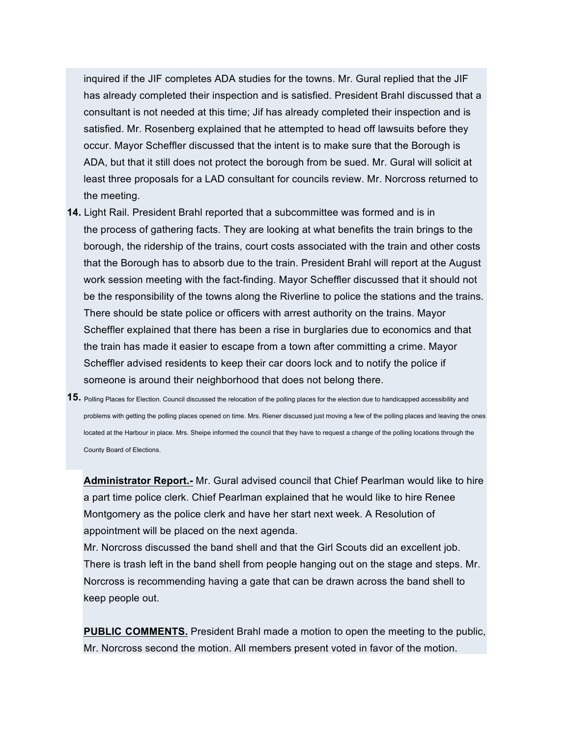inquired if the JIF completes ADA studies for the towns. Mr. Gural replied that the JIF has already completed their inspection and is satisfied. President Brahl discussed that a consultant is not needed at this time; Jif has already completed their inspection and is satisfied. Mr. Rosenberg explained that he attempted to head off lawsuits before they occur. Mayor Scheffler discussed that the intent is to make sure that the Borough is ADA, but that it still does not protect the borough from be sued. Mr. Gural will solicit at least three proposals for a LAD consultant for councils review. Mr. Norcross returned to the meeting.

**14.** Light Rail. President Brahl reported that a subcommittee was formed and is in the process of gathering facts. They are looking at what benefits the train brings to the borough, the ridership of the trains, court costs associated with the train and other costs that the Borough has to absorb due to the train. President Brahl will report at the August work session meeting with the fact-finding. Mayor Scheffler discussed that it should not be the responsibility of the towns along the Riverline to police the stations and the trains. There should be state police or officers with arrest authority on the trains. Mayor Scheffler explained that there has been a rise in burglaries due to economics and that the train has made it easier to escape from a town after committing a crime. Mayor Scheffler advised residents to keep their car doors lock and to notify the police if someone is around their neighborhood that does not belong there.

**15.** Polling Places for Election. Council discussed the relocation of the polling places for the election due to handicapped accessibility and problems with getting the polling places opened on time. Mrs. Riener discussed just moving a few of the polling places and leaving the ones located at the Harbour in place. Mrs. Sheipe informed the council that they have to request a change of the polling locations through the County Board of Elections.

**Administrator Report.-** Mr. Gural advised council that Chief Pearlman would like to hire a part time police clerk. Chief Pearlman explained that he would like to hire Renee Montgomery as the police clerk and have her start next week. A Resolution of appointment will be placed on the next agenda.

Mr. Norcross discussed the band shell and that the Girl Scouts did an excellent job. There is trash left in the band shell from people hanging out on the stage and steps. Mr. Norcross is recommending having a gate that can be drawn across the band shell to keep people out.

**PUBLIC COMMENTS.** President Brahl made a motion to open the meeting to the public, Mr. Norcross second the motion. All members present voted in favor of the motion.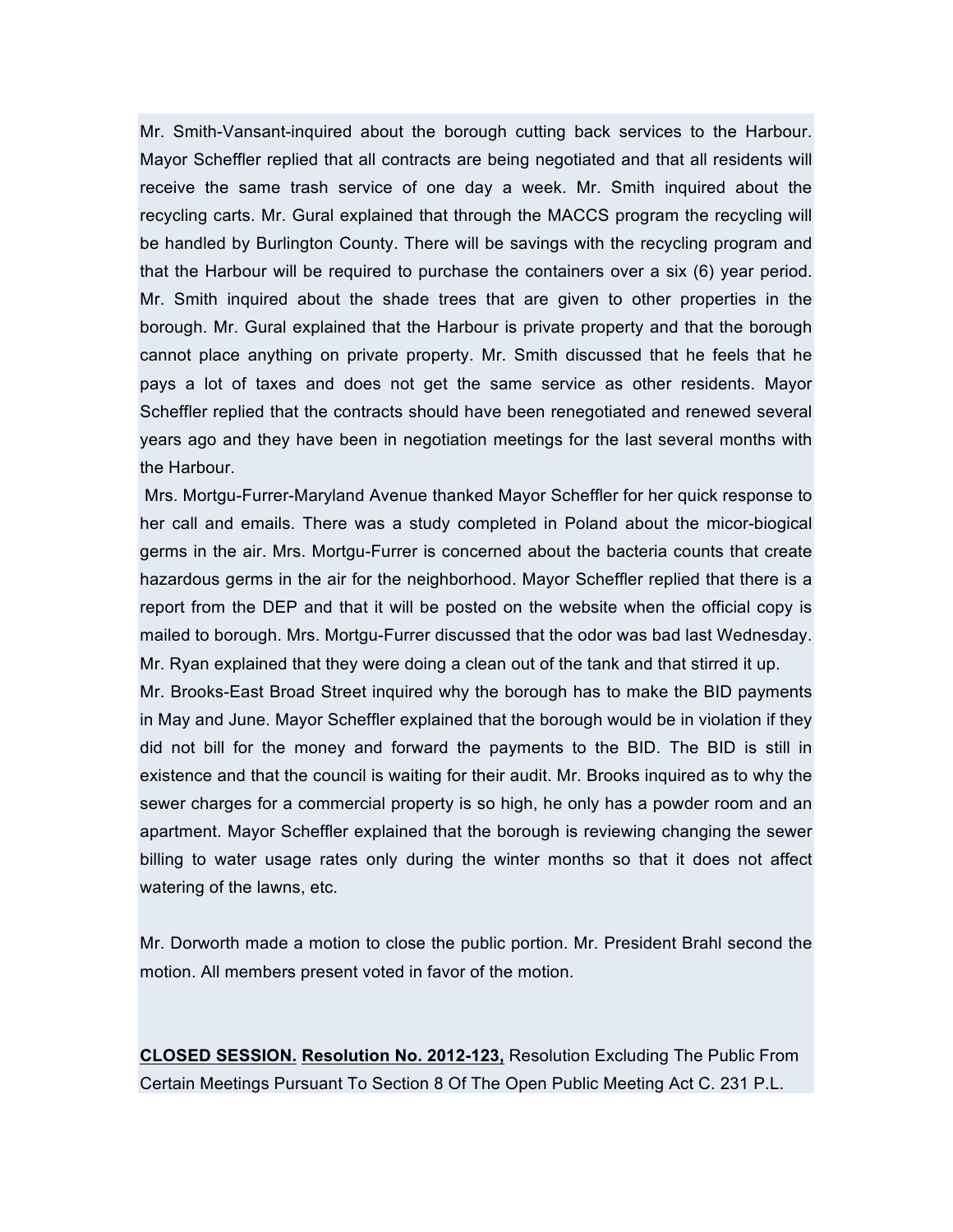Mr. Smith-Vansant-inquired about the borough cutting back services to the Harbour. Mayor Scheffler replied that all contracts are being negotiated and that all residents will receive the same trash service of one day a week. Mr. Smith inquired about the recycling carts. Mr. Gural explained that through the MACCS program the recycling will be handled by Burlington County. There will be savings with the recycling program and that the Harbour will be required to purchase the containers over a six (6) year period. Mr. Smith inquired about the shade trees that are given to other properties in the borough. Mr. Gural explained that the Harbour is private property and that the borough cannot place anything on private property. Mr. Smith discussed that he feels that he pays a lot of taxes and does not get the same service as other residents. Mayor Scheffler replied that the contracts should have been renegotiated and renewed several years ago and they have been in negotiation meetings for the last several months with the Harbour.

Mrs. Mortgu-Furrer-Maryland Avenue thanked Mayor Scheffler for her quick response to her call and emails. There was a study completed in Poland about the micor-biogical germs in the air. Mrs. Mortgu-Furrer is concerned about the bacteria counts that create hazardous germs in the air for the neighborhood. Mayor Scheffler replied that there is a report from the DEP and that it will be posted on the website when the official copy is mailed to borough. Mrs. Mortgu-Furrer discussed that the odor was bad last Wednesday. Mr. Ryan explained that they were doing a clean out of the tank and that stirred it up.

Mr. Brooks-East Broad Street inquired why the borough has to make the BID payments in May and June. Mayor Scheffler explained that the borough would be in violation if they did not bill for the money and forward the payments to the BID. The BID is still in existence and that the council is waiting for their audit. Mr. Brooks inquired as to why the sewer charges for a commercial property is so high, he only has a powder room and an apartment. Mayor Scheffler explained that the borough is reviewing changing the sewer billing to water usage rates only during the winter months so that it does not affect watering of the lawns, etc.

Mr. Dorworth made a motion to close the public portion. Mr. President Brahl second the motion. All members present voted in favor of the motion.

**CLOSED SESSION.** **Resolution No. 2012-123,** Resolution Excluding The Public From Certain Meetings Pursuant To Section 8 Of The Open Public Meeting Act C. 231 P.L.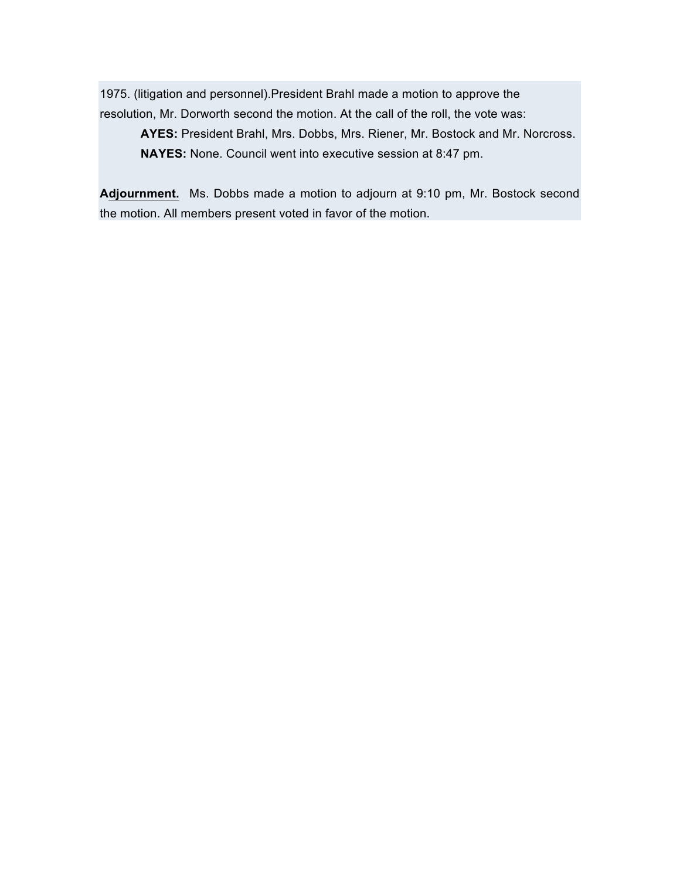1975. (litigation and personnel).President Brahl made a motion to approve the resolution, Mr. Dorworth second the motion. At the call of the roll, the vote was:

**AYES:** President Brahl, Mrs. Dobbs, Mrs. Riener, Mr. Bostock and Mr. Norcross.

**NAYES:** None. Council went into executive session at 8:47 pm.

**Adjournment.** Ms. Dobbs made a motion to adjourn at 9:10 pm, Mr. Bostock second the motion. All members present voted in favor of the motion.